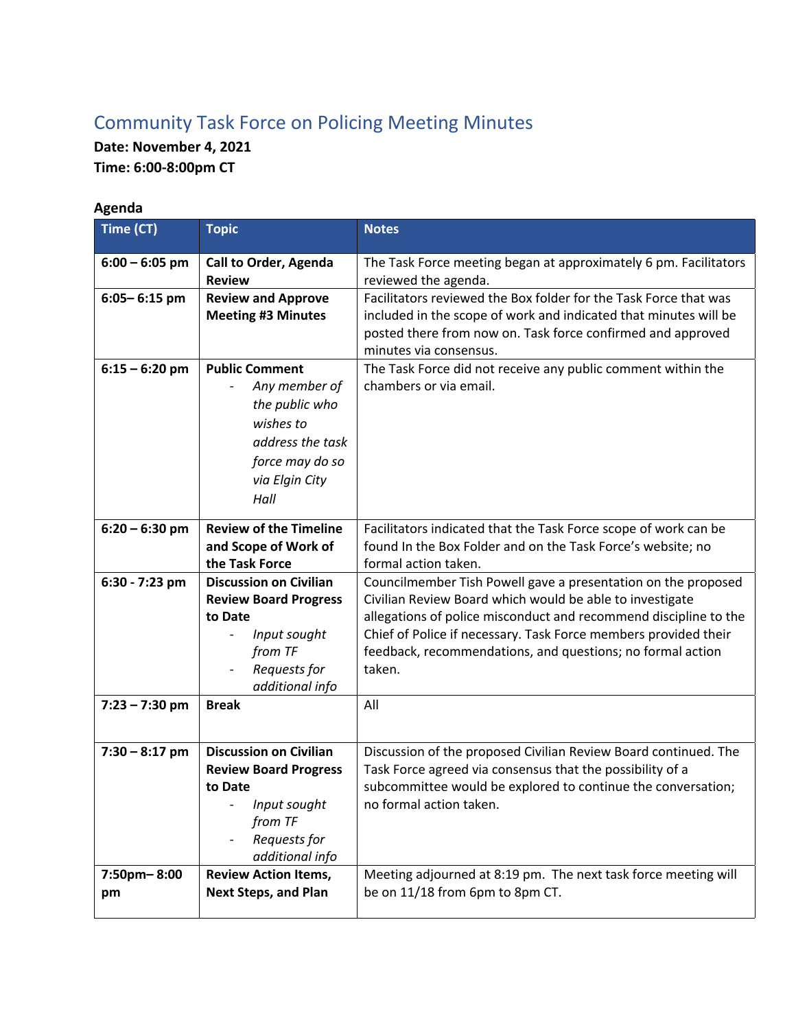# Community Task Force on Policing Meeting Minutes

**Date: November 4, 2021**
**Time: 6:00-8:00pm CT**

**Agenda**

| Time (CT) | Topic | Notes |
|---|---|---|
| **6:00 – 6:05 pm** | **Call to Order, Agenda Review** | The Task Force meeting began at approximately 6 pm. Facilitators reviewed the agenda. |
| **6:05– 6:15 pm** | **Review and Approve Meeting #3 Minutes** | Facilitators reviewed the Box folder for the Task Force that was included in the scope of work and indicated that minutes will be posted there from now on. Task force confirmed and approved minutes via consensus. |
| **6:15 – 6:20 pm** | **Public Comment**<br>- *Any member of the public who wishes to address the task force may do so via Elgin City Hall* | The Task Force did not receive any public comment within the chambers or via email. |
| **6:20 – 6:30 pm** | **Review of the Timeline and Scope of Work of the Task Force** | Facilitators indicated that the Task Force scope of work can be found In the Box Folder and on the Task Force's website; no formal action taken. |
| **6:30 - 7:23 pm** | **Discussion on Civilian Review Board Progress to Date**<br>- *Input sought from TF*<br>- *Requests for additional info* | Councilmember Tish Powell gave a presentation on the proposed Civilian Review Board which would be able to investigate allegations of police misconduct and recommend discipline to the Chief of Police if necessary. Task Force members provided their feedback, recommendations, and questions; no formal action taken. |
| **7:23 – 7:30 pm** | **Break** | All |
| **7:30 – 8:17 pm** | **Discussion on Civilian Review Board Progress to Date**<br>- *Input sought from TF*<br>- *Requests for additional info* | Discussion of the proposed Civilian Review Board continued. The Task Force agreed via consensus that the possibility of a subcommittee would be explored to continue the conversation; no formal action taken. |
| **7:50pm– 8:00 pm** | **Review Action Items, Next Steps, and Plan** | Meeting adjourned at 8:19 pm. The next task force meeting will be on 11/18 from 6pm to 8pm CT. |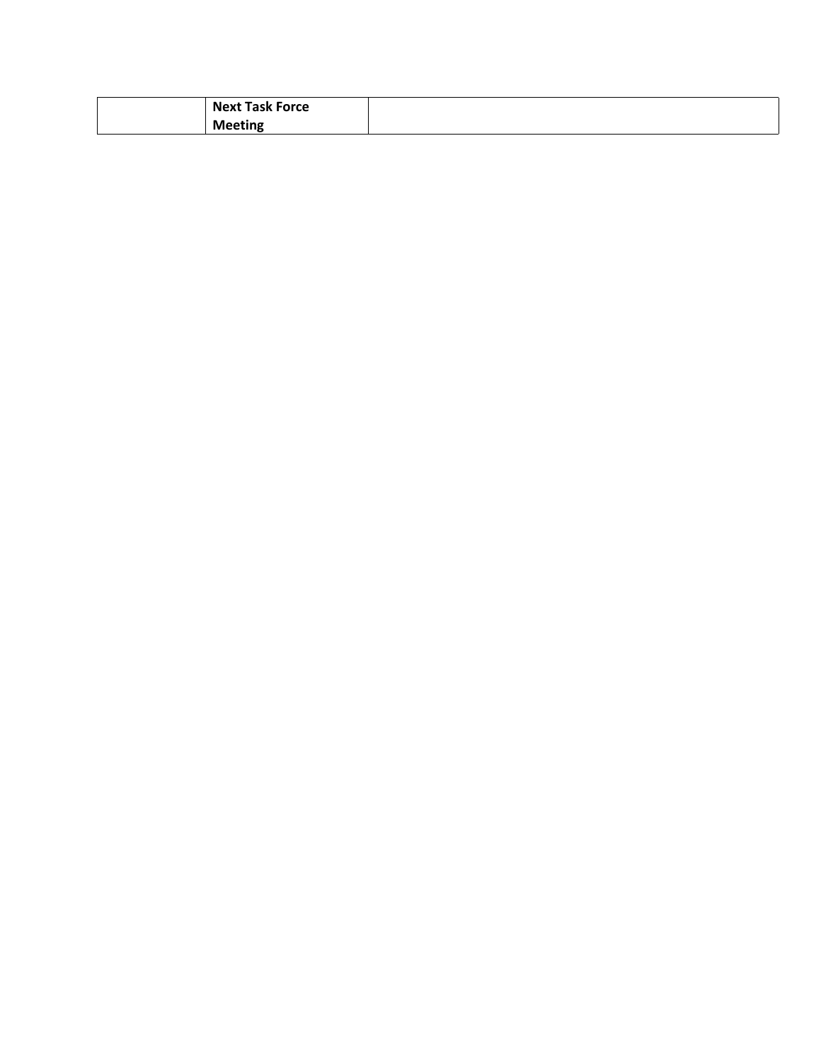| | | |
|---|---|---|
| | **Next Task Force Meeting** | |